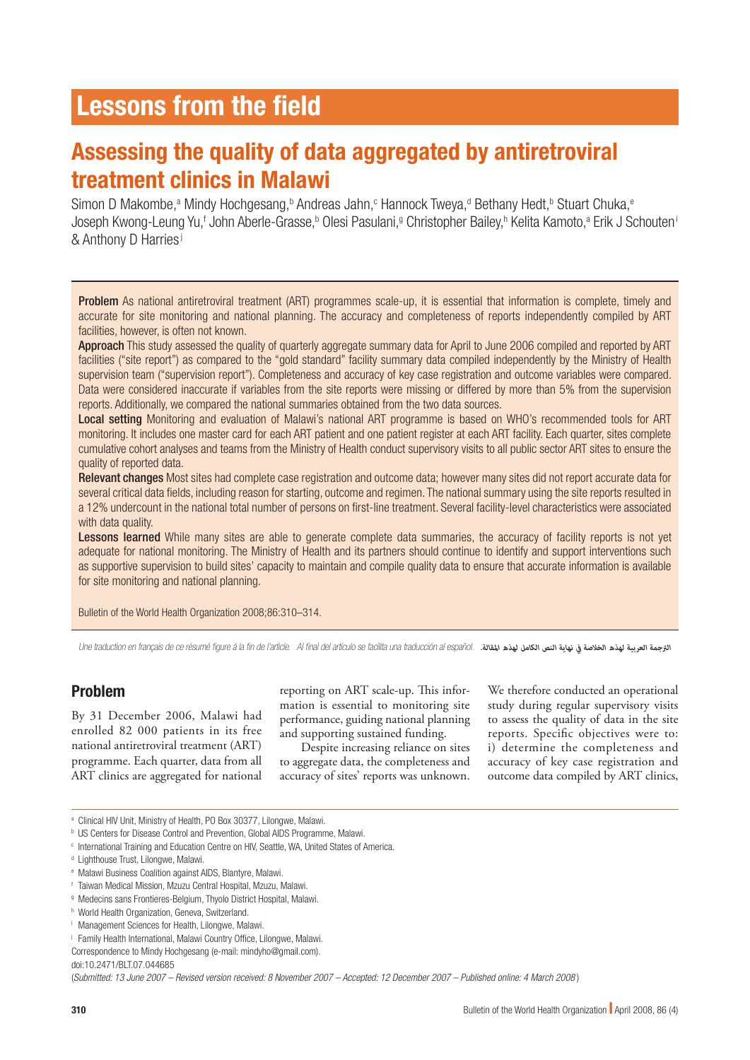# Lessons from the field

## Assessing the quality of data aggregated by antiretroviral treatment clinics in Malawi

Simon D Makombe,[a] Mindy Hochgesang,[b] Andreas Jahn,[c] Hannock Tweya,[d] Bethany Hedt,[b] Stuart Chuka,[e] Joseph Kwong-Leung Yu,[f] John Aberle-Grasse,[b] Olesi Pasulani,[g] Christopher Bailey,[h] Kelita Kamoto,[a] Erik J Schouten[i] & Anthony D Harries[j]

**Problem** As national antiretroviral treatment (ART) programmes scale-up, it is essential that information is complete, timely and accurate for site monitoring and national planning. The accuracy and completeness of reports independently compiled by ART facilities, however, is often not known.

**Approach** This study assessed the quality of quarterly aggregate summary data for April to June 2006 compiled and reported by ART facilities ("site report") as compared to the "gold standard" facility summary data compiled independently by the Ministry of Health supervision team ("supervision report"). Completeness and accuracy of key case registration and outcome variables were compared. Data were considered inaccurate if variables from the site reports were missing or differed by more than 5% from the supervision reports. Additionally, we compared the national summaries obtained from the two data sources.

**Local setting** Monitoring and evaluation of Malawi's national ART programme is based on WHO's recommended tools for ART monitoring. It includes one master card for each ART patient and one patient register at each ART facility. Each quarter, sites complete cumulative cohort analyses and teams from the Ministry of Health conduct supervisory visits to all public sector ART sites to ensure the quality of reported data.

**Relevant changes** Most sites had complete case registration and outcome data; however many sites did not report accurate data for several critical data fields, including reason for starting, outcome and regimen. The national summary using the site reports resulted in a 12% undercount in the national total number of persons on first-line treatment. Several facility-level characteristics were associated with data quality.

**Lessons learned** While many sites are able to generate complete data summaries, the accuracy of facility reports is not yet adequate for national monitoring. The Ministry of Health and its partners should continue to identify and support interventions such as supportive supervision to build sites' capacity to maintain and compile quality data to ensure that accurate information is available for site monitoring and national planning.

Bulletin of the World Health Organization 2008;86:310–314.

*Une traduction en français de ce résumé figure à la fin de l'article. Al final del artículo se facilita una traducción al español.* الترجمة العربية لهذه الخلاصة في نهاية النص الكامل لهذه المقالة.

## Problem

By 31 December 2006, Malawi had enrolled 82 000 patients in its free national antiretroviral treatment (ART) programme. Each quarter, data from all ART clinics are aggregated for national reporting on ART scale-up. This information is essential to monitoring site performance, guiding national planning and supporting sustained funding.

Despite increasing reliance on sites to aggregate data, the completeness and accuracy of sites' reports was unknown. We therefore conducted an operational study during regular supervisory visits to assess the quality of data in the site reports. Specific objectives were to: i) determine the completeness and accuracy of key case registration and outcome data compiled by ART clinics,

[a] Clinical HIV Unit, Ministry of Health, PO Box 30377, Lilongwe, Malawi.
[b] US Centers for Disease Control and Prevention, Global AIDS Programme, Malawi.
[c] International Training and Education Centre on HIV, Seattle, WA, United States of America.
[d] Lighthouse Trust, Lilongwe, Malawi.
[e] Malawi Business Coalition against AIDS, Blantyre, Malawi.
[f] Taiwan Medical Mission, Mzuzu Central Hospital, Mzuzu, Malawi.
[g] Medecins sans Frontieres-Belgium, Thyolo District Hospital, Malawi.
[h] World Health Organization, Geneva, Switzerland.
[i] Management Sciences for Health, Lilongwe, Malawi.
[j] Family Health International, Malawi Country Office, Lilongwe, Malawi.

Correspondence to Mindy Hochgesang (e-mail: mindyho@gmail.com).

doi:10.2471/BLT.07.044685

(*Submitted: 13 June 2007 – Revised version received: 8 November 2007 – Accepted: 12 December 2007 – Published online: 4 March 2008*)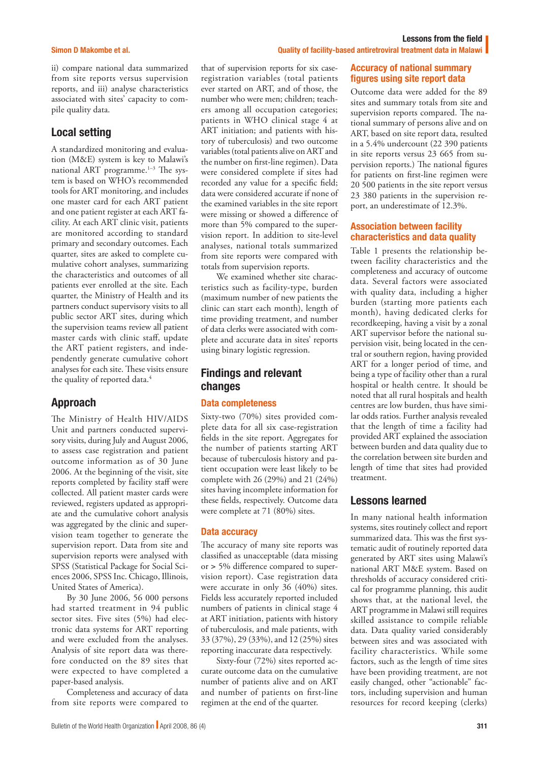ii) compare national data summarized from site reports versus supervision reports, and iii) analyse characteristics associated with sites' capacity to compile quality data.

## Local setting

A standardized monitoring and evaluation (M&E) system is key to Malawi's national ART programme.[1–3] The system is based on WHO's recommended tools for ART monitoring, and includes one master card for each ART patient and one patient register at each ART facility. At each ART clinic visit, patients are monitored according to standard primary and secondary outcomes. Each quarter, sites are asked to complete cumulative cohort analyses, summarizing the characteristics and outcomes of all patients ever enrolled at the site. Each quarter, the Ministry of Health and its partners conduct supervisory visits to all public sector ART sites, during which the supervision teams review all patient master cards with clinic staff, update the ART patient registers, and independently generate cumulative cohort analyses for each site. These visits ensure the quality of reported data.[4]

## Approach

The Ministry of Health HIV/AIDS Unit and partners conducted supervisory visits, during July and August 2006, to assess case registration and patient outcome information as of 30 June 2006. At the beginning of the visit, site reports completed by facility staff were collected. All patient master cards were reviewed, registers updated as appropriate and the cumulative cohort analysis was aggregated by the clinic and supervision team together to generate the supervision report. Data from site and supervision reports were analysed with SPSS (Statistical Package for Social Sciences 2006, SPSS Inc. Chicago, Illinois, United States of America).

By 30 June 2006, 56 000 persons had started treatment in 94 public sector sites. Five sites (5%) had electronic data systems for ART reporting and were excluded from the analyses. Analysis of site report data was therefore conducted on the 89 sites that were expected to have completed a paper-based analysis.

Completeness and accuracy of data from site reports were compared to that of supervision reports for six case-registration variables (total patients ever started on ART, and of those, the number who were men; children; teachers among all occupation categories; patients in WHO clinical stage 4 at ART initiation; and patients with history of tuberculosis) and two outcome variables (total patients alive on ART and the number on first-line regimen). Data were considered complete if sites had recorded any value for a specific field; data were considered accurate if none of the examined variables in the site report were missing or showed a difference of more than 5% compared to the supervision report. In addition to site-level analyses, national totals summarized from site reports were compared with totals from supervision reports.

We examined whether site characteristics such as facility-type, burden (maximum number of new patients the clinic can start each month), length of time providing treatment, and number of data clerks were associated with complete and accurate data in sites' reports using binary logistic regression.

## Findings and relevant changes

### Data completeness

Sixty-two (70%) sites provided complete data for all six case-registration fields in the site report. Aggregates for the number of patients starting ART because of tuberculosis history and patient occupation were least likely to be complete with 26 (29%) and 21 (24%) sites having incomplete information for these fields, respectively. Outcome data were complete at 71 (80%) sites.

### Data accuracy

The accuracy of many site reports was classified as unacceptable (data missing or > 5% difference compared to supervision report). Case registration data were accurate in only 36 (40%) sites. Fields less accurately reported included numbers of patients in clinical stage 4 at ART initiation, patients with history of tuberculosis, and male patients, with 33 (37%), 29 (33%), and 12 (25%) sites reporting inaccurate data respectively.

Sixty-four (72%) sites reported accurate outcome data on the cumulative number of patients alive and on ART and number of patients on first-line regimen at the end of the quarter.

### Accuracy of national summary figures using site report data

Outcome data were added for the 89 sites and summary totals from site and supervision reports compared. The national summary of persons alive and on ART, based on site report data, resulted in a 5.4% undercount (22 390 patients in site reports versus 23 665 from supervision reports.) The national figures for patients on first-line regimen were 20 500 patients in the site report versus 23 380 patients in the supervision report, an underestimate of 12.3%.

### Association between facility characteristics and data quality

Table 1 presents the relationship between facility characteristics and the completeness and accuracy of outcome data. Several factors were associated with quality data, including a higher burden (starting more patients each month), having dedicated clerks for recordkeeping, having a visit by a zonal ART supervisor before the national supervision visit, being located in the central or southern region, having provided ART for a longer period of time, and being a type of facility other than a rural hospital or health centre. It should be noted that all rural hospitals and health centres are low burden, thus have similar odds ratios. Further analysis revealed that the length of time a facility had provided ART explained the association between burden and data quality due to the correlation between site burden and length of time that sites had provided treatment.

## Lessons learned

In many national health information systems, sites routinely collect and report summarized data. This was the first systematic audit of routinely reported data generated by ART sites using Malawi's national ART M&E system. Based on thresholds of accuracy considered critical for programme planning, this audit shows that, at the national level, the ART programme in Malawi still requires skilled assistance to compile reliable data. Data quality varied considerably between sites and was associated with facility characteristics. While some factors, such as the length of time sites have been providing treatment, are not easily changed, other "actionable" factors, including supervision and human resources for record keeping (clerks)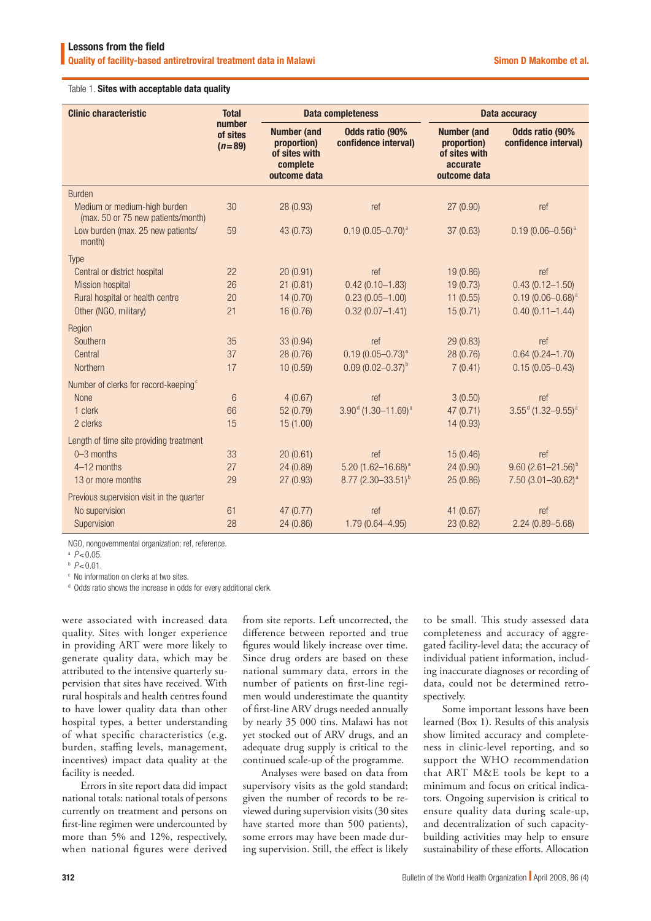Table 1. **Sites with acceptable data quality**

| Clinic characteristic | Total number of sites (*n* = 89) | Data completeness | | Data accuracy | |
|---|---|---|---|---|---|
| | | Number (and proportion) of sites with complete outcome data | Odds ratio (90% confidence interval) | Number (and proportion) of sites with accurate outcome data | Odds ratio (90% confidence interval) |
| **Burden** | | | | | |
| Medium or medium-high burden (max. 50 or 75 new patients/month) | 30 | 28 (0.93) | ref | 27 (0.90) | ref |
| Low burden (max. 25 new patients/month) | 59 | 43 (0.73) | 0.19 (0.05–0.70)[a] | 37 (0.63) | 0.19 (0.06–0.56)[a] |
| **Type** | | | | | |
| Central or district hospital | 22 | 20 (0.91) | ref | 19 (0.86) | ref |
| Mission hospital | 26 | 21 (0.81) | 0.42 (0.10–1.83) | 19 (0.73) | 0.43 (0.12–1.50) |
| Rural hospital or health centre | 20 | 14 (0.70) | 0.23 (0.05–1.00) | 11 (0.55) | 0.19 (0.06–0.68)[a] |
| Other (NGO, military) | 21 | 16 (0.76) | 0.32 (0.07–1.41) | 15 (0.71) | 0.40 (0.11–1.44) |
| **Region** | | | | | |
| Southern | 35 | 33 (0.94) | ref | 29 (0.83) | ref |
| Central | 37 | 28 (0.76) | 0.19 (0.05–0.73)[a] | 28 (0.76) | 0.64 (0.24–1.70) |
| Northern | 17 | 10 (0.59) | 0.09 (0.02–0.37)[b] | 7 (0.41) | 0.15 (0.05–0.43) |
| **Number of clerks for record-keeping**[c] | | | | | |
| None | 6 | 4 (0.67) | ref | 3 (0.50) | ref |
| 1 clerk | 66 | 52 (0.79) | 3.90[d] (1.30–11.69)[a] | 47 (0.71) | 3.55[d] (1.32–9.55)[a] |
| 2 clerks | 15 | 15 (1.00) | | 14 (0.93) | |
| **Length of time site providing treatment** | | | | | |
| 0–3 months | 33 | 20 (0.61) | ref | 15 (0.46) | ref |
| 4–12 months | 27 | 24 (0.89) | 5.20 (1.62–16.68)[a] | 24 (0.90) | 9.60 (2.61–21.56)[b] |
| 13 or more months | 29 | 27 (0.93) | 8.77 (2.30–33.51)[b] | 25 (0.86) | 7.50 (3.01–30.62)[a] |
| **Previous supervision visit in the quarter** | | | | | |
| No supervision | 61 | 47 (0.77) | ref | 41 (0.67) | ref |
| Supervision | 28 | 24 (0.86) | 1.79 (0.64–4.95) | 23 (0.82) | 2.24 (0.89–5.68) |

NGO, nongovernmental organization; ref, reference.

[a] $P < 0.05$.

[b] $P < 0.01$.

[c] No information on clerks at two sites.

[d] Odds ratio shows the increase in odds for every additional clerk.

were associated with increased data quality. Sites with longer experience in providing ART were more likely to generate quality data, which may be attributed to the intensive quarterly supervision that sites have received. With rural hospitals and health centres found to have lower quality data than other hospital types, a better understanding of what specific characteristics (e.g. burden, staffing levels, management, incentives) impact data quality at the facility is needed.

Errors in site report data did impact national totals: national totals of persons currently on treatment and persons on first-line regimen were undercounted by more than 5% and 12%, respectively, when national figures were derived from site reports. Left uncorrected, the difference between reported and true figures would likely increase over time. Since drug orders are based on these national summary data, errors in the number of patients on first-line regimen would underestimate the quantity of first-line ARV drugs needed annually by nearly 35 000 tins. Malawi has not yet stocked out of ARV drugs, and an adequate drug supply is critical to the continued scale-up of the programme.

Analyses were based on data from supervisory visits as the gold standard; given the number of records to be reviewed during supervision visits (30 sites have started more than 500 patients), some errors may have been made during supervision. Still, the effect is likely to be small. This study assessed data completeness and accuracy of aggregated facility-level data; the accuracy of individual patient information, including inaccurate diagnoses or recording of data, could not be determined retrospectively.

Some important lessons have been learned (Box 1). Results of this analysis show limited accuracy and completeness in clinic-level reporting, and so support the WHO recommendation that ART M&E tools be kept to a minimum and focus on critical indicators. Ongoing supervision is critical to ensure quality data during scale-up, and decentralization of such capacity-building activities may help to ensure sustainability of these efforts. Allocation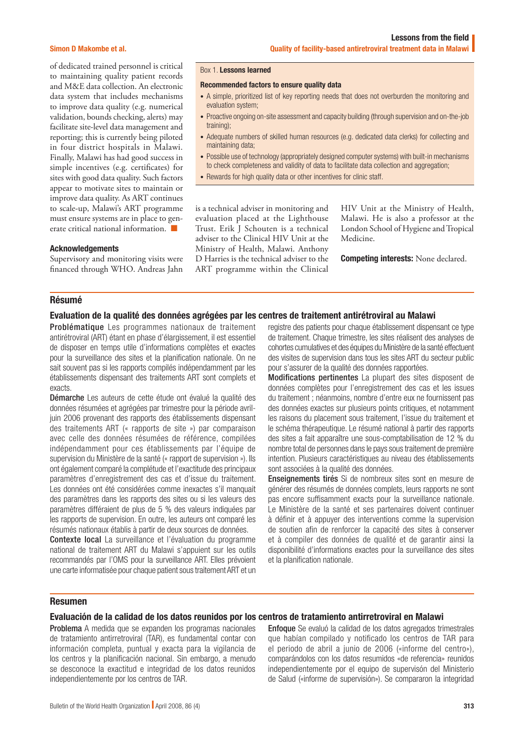of dedicated trained personnel is critical to maintaining quality patient records and M&E data collection. An electronic data system that includes mechanisms to improve data quality (e.g. numerical validation, bounds checking, alerts) may facilitate site-level data management and reporting; this is currently being piloted in four district hospitals in Malawi. Finally, Malawi has had good success in simple incentives (e.g. certificates) for sites with good data quality. Such factors appear to motivate sites to maintain or improve data quality. As ART continues to scale-up, Malawi's ART programme must ensure systems are in place to generate critical national information. ■

Box 1. **Lessons learned**

**Recommended factors to ensure quality data**

- A simple, prioritized list of key reporting needs that does not overburden the monitoring and evaluation system;
- Proactive ongoing on-site assessment and capacity building (through supervision and on-the-job training);
- Adequate numbers of skilled human resources (e.g. dedicated data clerks) for collecting and maintaining data;
- Possible use of technology (appropriately designed computer systems) with built-in mechanisms to check completeness and validity of data to facilitate data collection and aggregation;
- Rewards for high quality data or other incentives for clinic staff.

### Acknowledgements

Supervisory and monitoring visits were financed through WHO. Andreas Jahn is a technical adviser in monitoring and evaluation placed at the Lighthouse Trust. Erik J Schouten is a technical adviser to the Clinical HIV Unit at the Ministry of Health, Malawi. Anthony D Harries is the technical adviser to the ART programme within the Clinical HIV Unit at the Ministry of Health, Malawi. He is also a professor at the London School of Hygiene and Tropical Medicine.

**Competing interests:** None declared.

## Résumé

### Evaluation de la qualité des données agrégées par les centres de traitement antirétroviral au Malawi

**Problématique** Les programmes nationaux de traitement antirétroviral (ART) étant en phase d'élargissement, il est essentiel de disposer en temps utile d'informations complètes et exactes pour la surveillance des sites et la planification nationale. On ne sait souvent pas si les rapports compilés indépendamment par les établissements dispensant des traitements ART sont complets et exacts.

**Démarche** Les auteurs de cette étude ont évalué la qualité des données résumées et agrégées par trimestre pour la période avril-juin 2006 provenant des rapports des établissements dispensant des traitements ART (« rapports de site ») par comparaison avec celle des données résumées de référence, compilées indépendamment pour ces établissements par l'équipe de supervision du Ministère de la santé (« rapport de supervision »). Ils ont également comparé la complétude et l'exactitude des principaux paramètres d'enregistrement des cas et d'issue du traitement. Les données ont été considérées comme inexactes s'il manquait des paramètres dans les rapports des sites ou si les valeurs des paramètres différaient de plus de 5 % des valeurs indiquées par les rapports de supervision. En outre, les auteurs ont comparé les résumés nationaux établis à partir de deux sources de données.

**Contexte local** La surveillance et l'évaluation du programme national de traitement ART du Malawi s'appuient sur les outils recommandés par l'OMS pour la surveillance ART. Elles prévoient une carte informatisée pour chaque patient sous traitement ART et un registre des patients pour chaque établissement dispensant ce type de traitement. Chaque trimestre, les sites réalisent des analyses de cohortes cumulatives et des équipes du Ministère de la santé effectuent des visites de supervision dans tous les sites ART du secteur public pour s'assurer de la qualité des données rapportées.

**Modifications pertinentes** La plupart des sites disposent de données complètes pour l'enregistrement des cas et les issues du traitement ; néanmoins, nombre d'entre eux ne fournissent pas des données exactes sur plusieurs points critiques, et notamment les raisons du placement sous traitement, l'issue du traitement et le schéma thérapeutique. Le résumé national à partir des rapports des sites a fait apparaître une sous-comptabilisation de 12 % du nombre total de personnes dans le pays sous traitement de première intention. Plusieurs caractéristiques au niveau des établissements sont associées à la qualité des données.

**Enseignements tirés** Si de nombreux sites sont en mesure de générer des résumés de données complets, leurs rapports ne sont pas encore suffisamment exacts pour la surveillance nationale. Le Ministère de la santé et ses partenaires doivent continuer à définir et à appuyer des interventions comme la supervision de soutien afin de renforcer la capacité des sites à conserver et à compiler des données de qualité et de garantir ainsi la disponibilité d'informations exactes pour la surveillance des sites et la planification nationale.

## Resumen

### Evaluación de la calidad de los datos reunidos por los centros de tratamiento antirretroviral en Malawi

**Problema** A medida que se expanden los programas nacionales de tratamiento antirretroviral (TAR), es fundamental contar con información completa, puntual y exacta para la vigilancia de los centros y la planificación nacional. Sin embargo, a menudo se desconoce la exactitud e integridad de los datos reunidos independientemente por los centros de TAR.

**Enfoque** Se evaluó la calidad de los datos agregados trimestrales que habían compilado y notificado los centros de TAR para el periodo de abril a junio de 2006 («informe del centro»), comparándolos con los datos resumidos «de referencia» reunidos independientemente por el equipo de supervisón del Ministerio de Salud («informe de supervisión»). Se compararon la integridad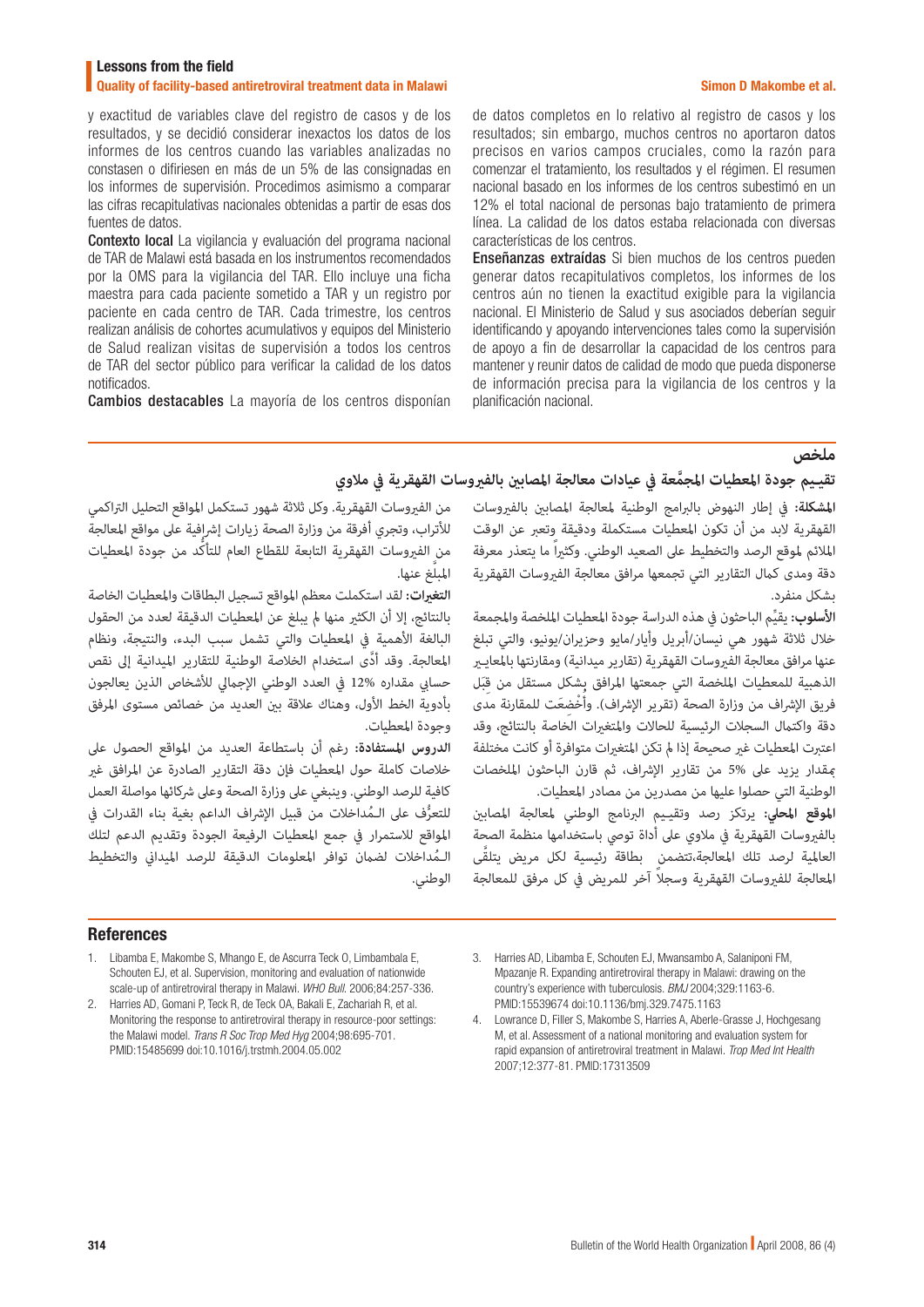y exactitud de variables clave del registro de casos y de los resultados, y se decidió considerar inexactos los datos de los informes de los centros cuando las variables analizadas no constasen o difiriesen en más de un 5% de las consignadas en los informes de supervisión. Procedimos asimismo a comparar las cifras recapitulativas nacionales obtenidas a partir de esas dos fuentes de datos.

**Contexto local** La vigilancia y evaluación del programa nacional de TAR de Malawi está basada en los instrumentos recomendados por la OMS para la vigilancia del TAR. Ello incluye una ficha maestra para cada paciente sometido a TAR y un registro por paciente en cada centro de TAR. Cada trimestre, los centros realizan análisis de cohortes acumulativos y equipos del Ministerio de Salud realizan visitas de supervisión a todos los centros de TAR del sector público para verificar la calidad de los datos notificados.

**Cambios destacables** La mayoría de los centros disponían de datos completos en lo relativo al registro de casos y los resultados; sin embargo, muchos centros no aportaron datos precisos en varios campos cruciales, como la razón para comenzar el tratamiento, los resultados y el régimen. El resumen nacional basado en los informes de los centros subestimó en un 12% el total nacional de personas bajo tratamiento de primera línea. La calidad de los datos estaba relacionada con diversas características de los centros.

**Enseñanzas extraídas** Si bien muchos de los centros pueden generar datos recapitulativos completos, los informes de los centros aún no tienen la exactitud exigible para la vigilancia nacional. El Ministerio de Salud y sus asociados deberían seguir identificando y apoyando intervenciones tales como la supervisión de apoyo a fin de desarrollar la capacidad de los centros para mantener y reunir datos de calidad de modo que pueda disponerse de información precisa para la vigilancia de los centros y la planificación nacional.

## ملخص

### تقييم جودة المعطيات المجمَّعة في عيادات معالجة المصابين بالفيروسات القهقرية في ملاوي

**المشكلة:** في إطار النهوض بالبرامج الوطنية لمعالجة المصابين بالفيروسات القهقرية لابد من أن تكون المعطيات مستكملة ودقيقة وتعبر عن الوقت الملائم لمواقع الرصد والتخطيط على الصعيد الوطني. وكثيراً ما يتعذر معرفة دقة ومدى كمال التقارير التي تجمعها مرافق معالجة الفيروسات القهقرية بشكل منفرد.

**الأسلوب:** يقيِّم الباحثون في هذه الدراسة جودة المعطيات الملخصة والمجمعة خلال ثلاثة شهور هي نيسان/أبريل وأيار/مايو وحزيران/يونيو، والتي تبلغ عنها مرافق معالجة الفيروسات القهقرية (تقارير ميدانية) ومقارنتها بالمعايير الذهبية للمعطيات الملخصة التي جمعتها المرافق بشكل مستقل من قِبَل فريق الإشراف من وزارة الصحة (تقرير الإشراف). وأُخْضِعَت للمقارنة مدى دقة واكتمال السجلات الرئيسية للحالات والمتغيرات الخاصة بالنتائج، وقد اعتبرت المعطيات غير صحيحة إذا لم تكن المتغيرات متوافرة أو كانت مختلفة بمقدار يزيد على 5% من تقارير الإشراف، ثم قارن الباحثون الملخصات الوطنية التي حصلوا عليها من مصدرين من مصادر المعطيات.

**الموقع المحلي:** يرتكز رصد وتقييم البرنامج الوطني لمعالجة المصابين بالفيروسات القهقرية في ملاوي على أداة توصي باستخدامها منظمة الصحة العالمية لرصد تلك المعالجة،تتضمن بطاقة رئيسية لكل مريض يتلقَّى المعالجة للفيروسات القهقرية وسجلاً آخر للمريض في كل مرفق للمعالجة من الفيروسات القهقرية. وكل ثلاثة شهور تستكمل المواقع التحليل التراكمي للأتراب، وتجري أفرقة من وزارة الصحة زيارات إشرافية على مواقع المعالجة من الفيروسات القهقرية التابعة للقطاع العام للتأكُّد من جودة المعطيات المبلَّغ عنها.

**التغيرات:** لقد استكملت معظم المواقع تسجيل البطاقات والمعطيات الخاصة بالنتائج، إلا أن الكثير منها لم يبلغ عن المعطيات الدقيقة لعدد من الحقول البالغة الأهمية في المعطيات والتي تشمل سبب البدء، والنتيجة، ونظام المعالجة. وقد أدَّى استخدام الخلاصة الوطنية للتقارير الميدانية إلى نقص حسابي مقداره 12% في العدد الوطني الإجمالي للأشخاص الذين يعالجون بأدوية الخط الأول، وهناك علاقة بين العديد من خصائص مستوى المرفق وجودة المعطيات.

**الدروس المستفادة:** رغم أن باستطاعة العديد من المواقع الحصول على خلاصات كاملة حول المعطيات فإن دقة التقارير الصادرة عن المرافق غير كافية للرصد الوطني. وينبغي على وزارة الصحة وعلى شركائها مواصلة العمل للتعرُّف على الـمُداخلات من قبيل الإشراف الداعم بغية بناء القدرات في المواقع للاستمرار في جمع المعطيات الرفيعة الجودة وتقديم الدعم لتلك الـمُداخلات لضمان توافر المعلومات الدقيقة للرصد الميداني والتخطيط الوطني.

## References

1. Libamba E, Makombe S, Mhango E, de Ascurra Teck O, Limbambala E, Schouten EJ, et al. Supervision, monitoring and evaluation of nationwide scale-up of antiretroviral therapy in Malawi. *WHO Bull.* 2006;84:257-336.
2. Harries AD, Gomani P, Teck R, de Teck OA, Bakali E, Zachariah R, et al. Monitoring the response to antiretroviral therapy in resource-poor settings: the Malawi model. *Trans R Soc Trop Med Hyg* 2004;98:695-701. PMID:15485699 doi:10.1016/j.trstmh.2004.05.002
3. Harries AD, Libamba E, Schouten EJ, Mwansambo A, Salaniponi FM, Mpazanje R. Expanding antiretroviral therapy in Malawi: drawing on the country's experience with tuberculosis. *BMJ* 2004;329:1163-6. PMID:15539674 doi:10.1136/bmj.329.7475.1163
4. Lowrance D, Filler S, Makombe S, Harries A, Aberle-Grasse J, Hochgesang M, et al. Assessment of a national monitoring and evaluation system for rapid expansion of antiretroviral treatment in Malawi. *Trop Med Int Health* 2007;12:377-81. PMID:17313509